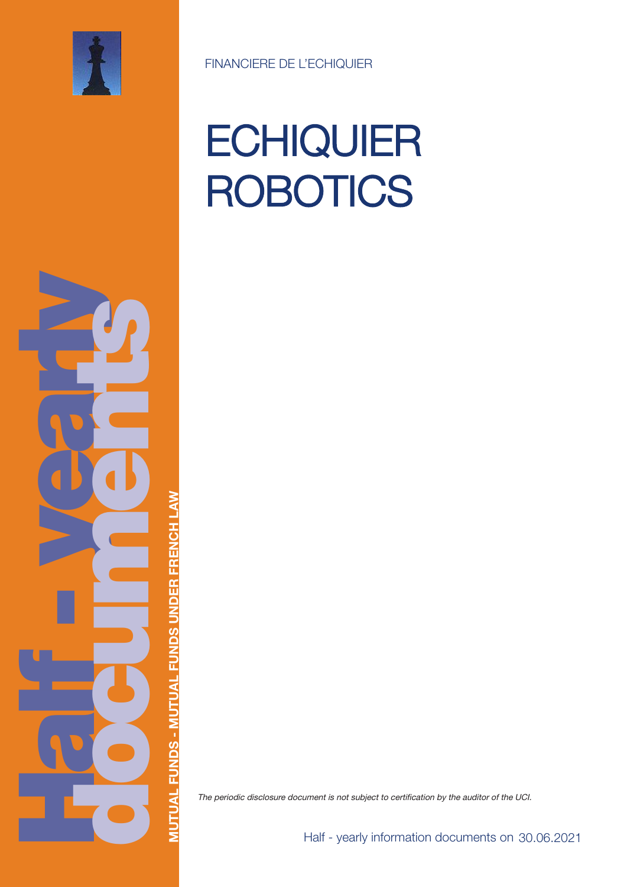FINANCIERE DE L'ECHIQUIER

# ECHIQUIER ROBOTICS

**Half - yearly documents**

**MUTUAL FUNDS - MUTUAL FUNDS UNDER FRENCH LAW**

*The periodic disclosure document is not subject to certification by the auditor of the UCI.*

Half - yearly information documents on 30.06.2021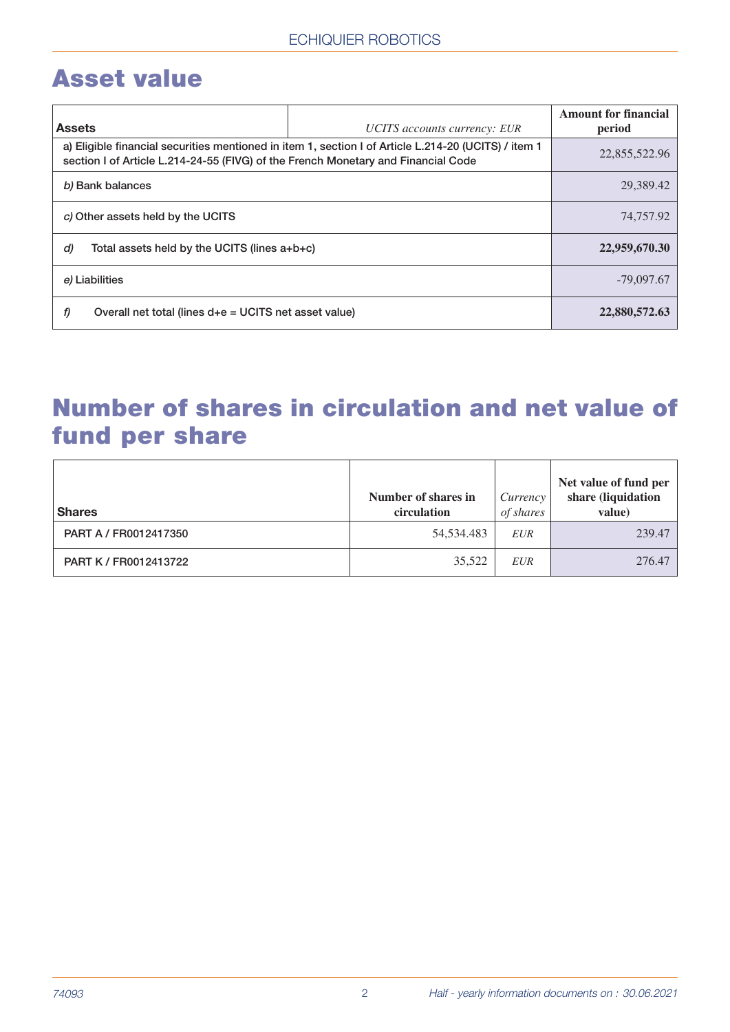# Asset value

| Assets | *UCITS accounts currency: EUR* | Amount for financial period |
|---|---|---|
| a) Eligible financial securities mentioned in item 1, section I of Article L.214-20 (UCITS) / item 1 section I of Article L.214-24-55 (FIVG) of the French Monetary and Financial Code | | 22,855,522.96 |
| *b)* Bank balances | | 29,389.42 |
| *c)* Other assets held by the UCITS | | 74,757.92 |
| *d)* Total assets held by the UCITS (lines a+b+c) | | **22,959,670.30** |
| *e)* Liabilities | | -79,097.67 |
| *f)* Overall net total (lines d+e = UCITS net asset value) | | **22,880,572.63** |

# Number of shares in circulation and net value of fund per share

| Shares | Number of shares in circulation | *Currency of shares* | Net value of fund per share (liquidation value) |
|---|---|---|---|
| PART A / FR0012417350 | 54,534.483 | *EUR* | 239.47 |
| PART K / FR0012413722 | 35,522 | *EUR* | 276.47 |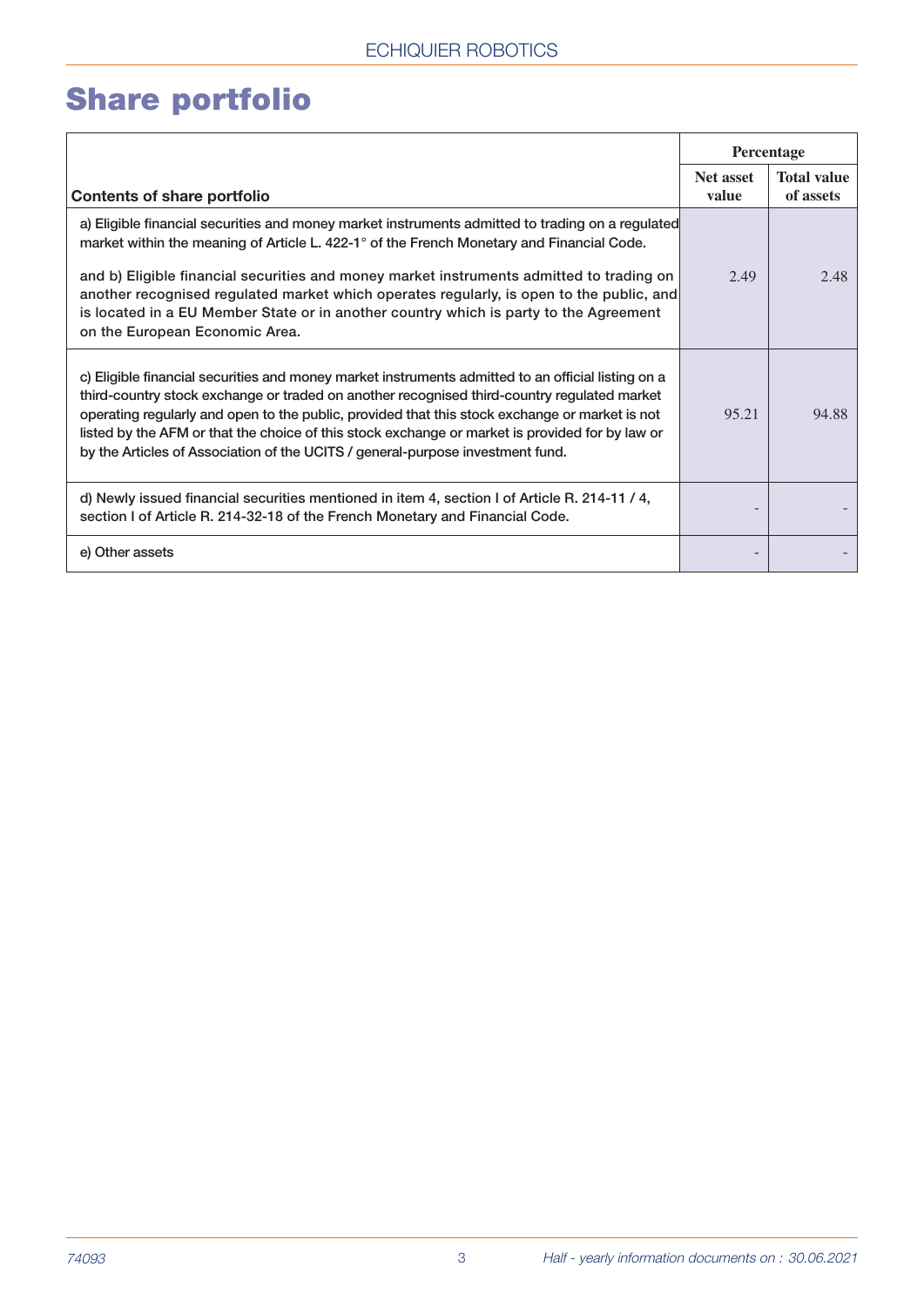# Share portfolio

| Contents of share portfolio | Percentage | |
|---|---|---|
| | Net asset value | Total value of assets |
| a) Eligible financial securities and money market instruments admitted to trading on a regulated market within the meaning of Article L. 422-1° of the French Monetary and Financial Code.<br><br>and b) Eligible financial securities and money market instruments admitted to trading on another recognised regulated market which operates regularly, is open to the public, and is located in a EU Member State or in another country which is party to the Agreement on the European Economic Area. | 2.49 | 2.48 |
| c) Eligible financial securities and money market instruments admitted to an official listing on a third-country stock exchange or traded on another recognised third-country regulated market operating regularly and open to the public, provided that this stock exchange or market is not listed by the AFM or that the choice of this stock exchange or market is provided for by law or by the Articles of Association of the UCITS / general-purpose investment fund. | 95.21 | 94.88 |
| d) Newly issued financial securities mentioned in item 4, section I of Article R. 214-11 / 4, section I of Article R. 214-32-18 of the French Monetary and Financial Code. | - | - |
| e) Other assets | - | - |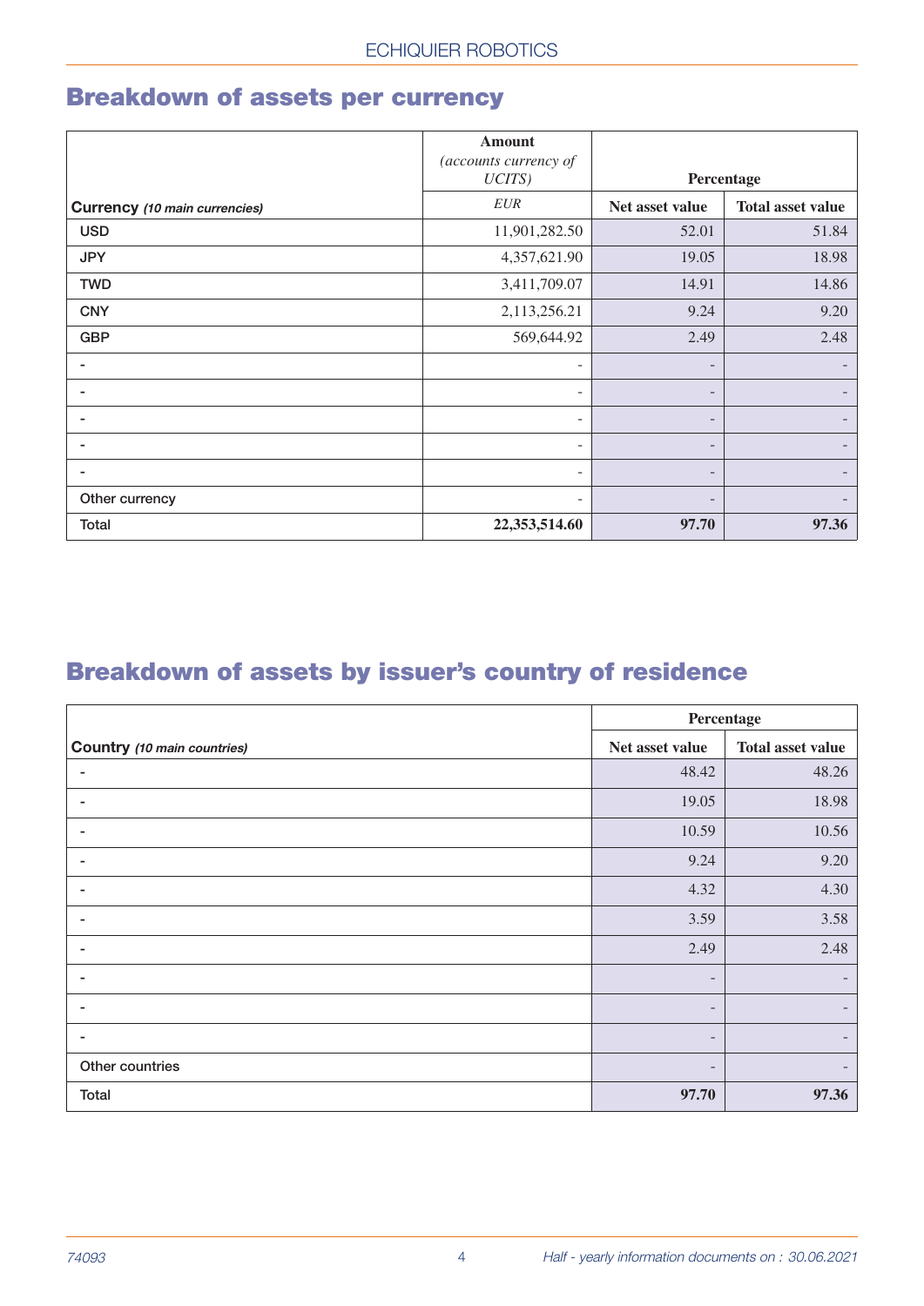## Breakdown of assets per currency

| Currency *(10 main currencies)* | Amount *(accounts currency of UCITS)* *EUR* | Percentage Net asset value | Total asset value |
|---|---|---|---|
| USD | 11,901,282.50 | 52.01 | 51.84 |
| JPY | 4,357,621.90 | 19.05 | 18.98 |
| TWD | 3,411,709.07 | 14.91 | 14.86 |
| CNY | 2,113,256.21 | 9.24 | 9.20 |
| GBP | 569,644.92 | 2.49 | 2.48 |
| - | - | - | - |
| - | - | - | - |
| - | - | - | - |
| - | - | - | - |
| - | - | - | - |
| Other currency | - | - | - |
| Total | **22,353,514.60** | **97.70** | **97.36** |

## Breakdown of assets by issuer's country of residence

| Country *(10 main countries)* | Percentage Net asset value | Total asset value |
|---|---|---|
| - | 48.42 | 48.26 |
| - | 19.05 | 18.98 |
| - | 10.59 | 10.56 |
| - | 9.24 | 9.20 |
| - | 4.32 | 4.30 |
| - | 3.59 | 3.58 |
| - | 2.49 | 2.48 |
| - | - | - |
| - | - | - |
| - | - | - |
| Other countries | - | - |
| Total | **97.70** | **97.36** |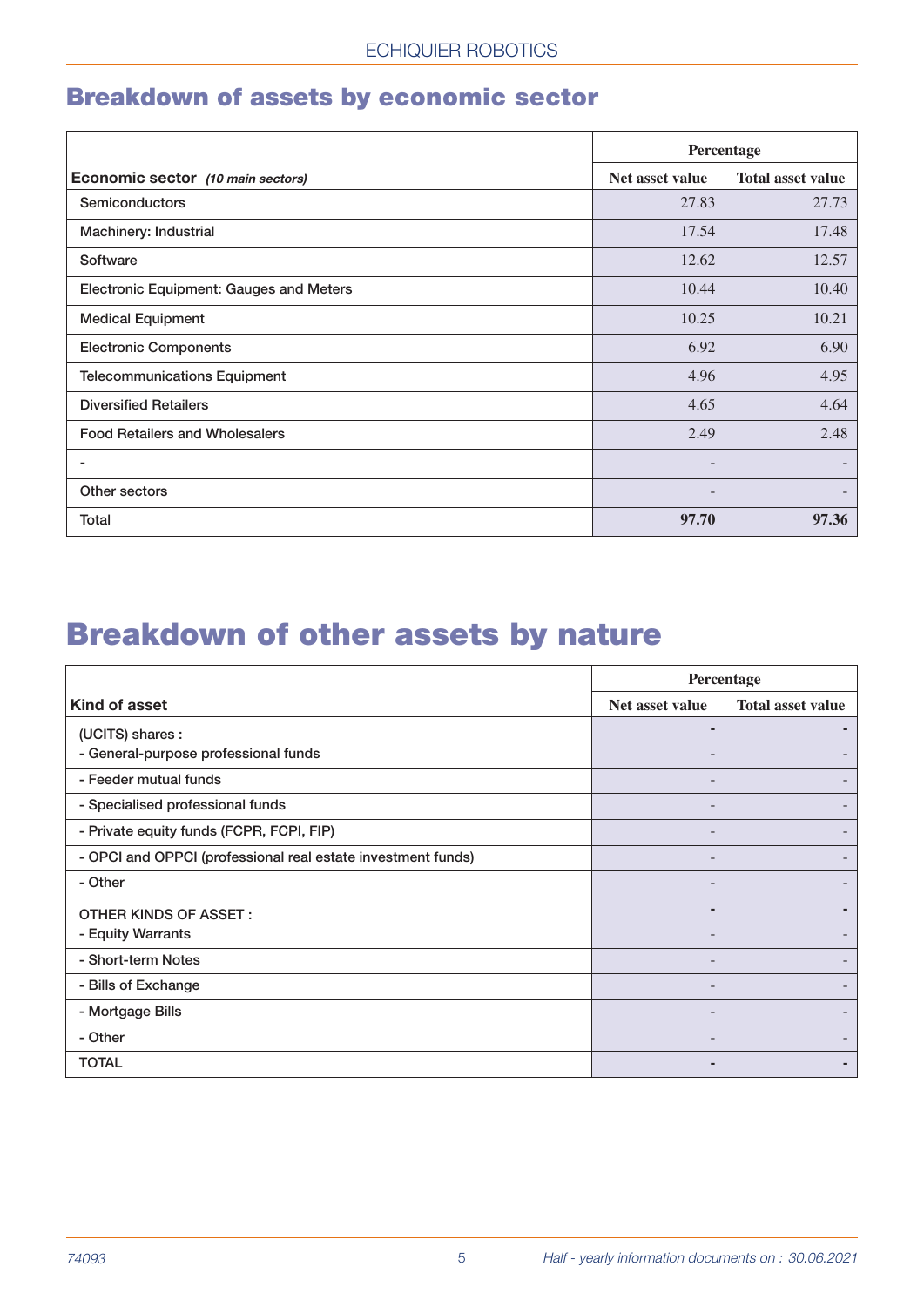## Breakdown of assets by economic sector

| Economic sector *(10 main sectors)* | Percentage | |
|---|---|---|
| | Net asset value | Total asset value |
| Semiconductors | 27.83 | 27.73 |
| Machinery: Industrial | 17.54 | 17.48 |
| Software | 12.62 | 12.57 |
| Electronic Equipment: Gauges and Meters | 10.44 | 10.40 |
| Medical Equipment | 10.25 | 10.21 |
| Electronic Components | 6.92 | 6.90 |
| Telecommunications Equipment | 4.96 | 4.95 |
| Diversified Retailers | 4.65 | 4.64 |
| Food Retailers and Wholesalers | 2.49 | 2.48 |
| - | - | - |
| Other sectors | - | - |
| Total | **97.70** | **97.36** |

# Breakdown of other assets by nature

| Kind of asset | Percentage | |
|---|---|---|
| | Net asset value | Total asset value |
| (UCITS) shares : | - | - |
| - General-purpose professional funds | - | - |
| - Feeder mutual funds | - | - |
| - Specialised professional funds | - | - |
| - Private equity funds (FCPR, FCPI, FIP) | - | - |
| - OPCI and OPPCI (professional real estate investment funds) | - | - |
| - Other | - | - |
| OTHER KINDS OF ASSET : | - | - |
| - Equity Warrants | - | - |
| - Short-term Notes | - | - |
| - Bills of Exchange | - | - |
| - Mortgage Bills | - | - |
| - Other | - | - |
| TOTAL | - | - |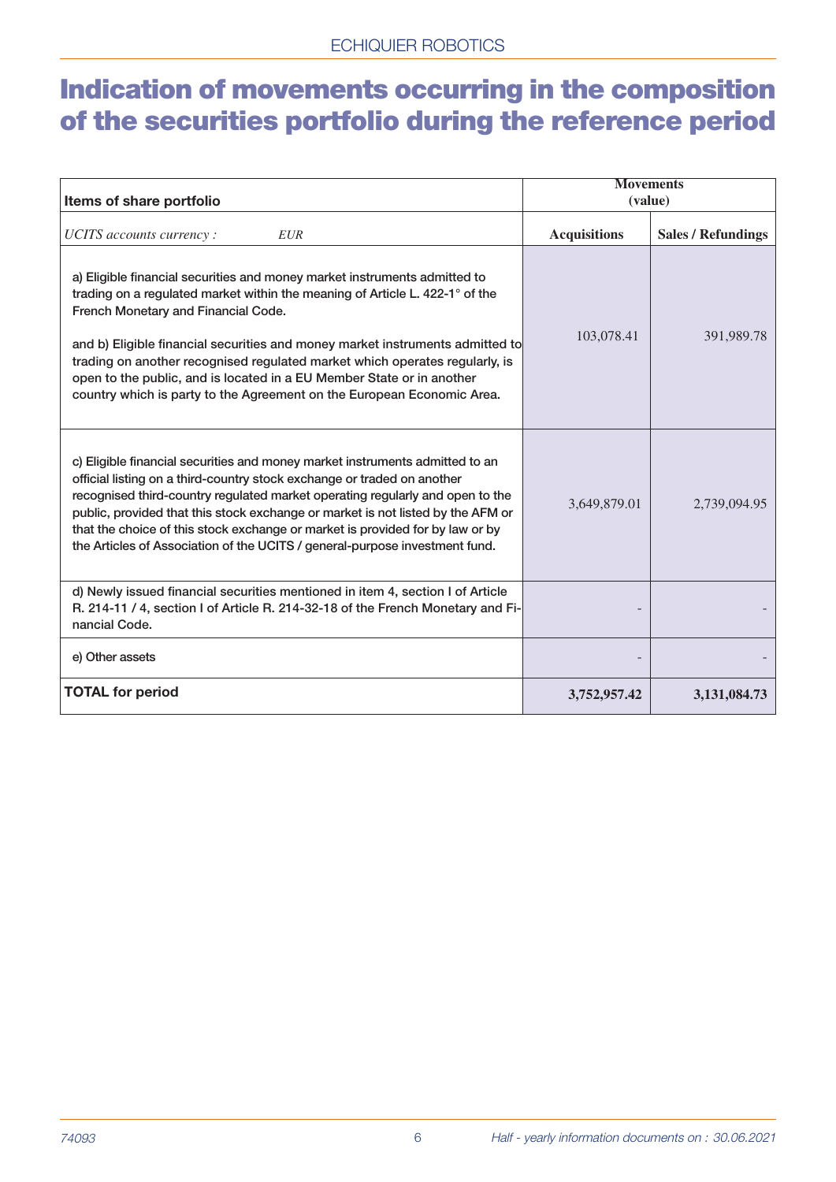# Indication of movements occurring in the composition of the securities portfolio during the reference period

| Items of share portfolio | Movements (value) | |
|---|---|---|
| *UCITS accounts currency : EUR* | **Acquisitions** | **Sales / Refundings** |
| a) Eligible financial securities and money market instruments admitted to trading on a regulated market within the meaning of Article L. 422-1° of the French Monetary and Financial Code.<br><br>and b) Eligible financial securities and money market instruments admitted to trading on another recognised regulated market which operates regularly, is open to the public, and is located in a EU Member State or in another country which is party to the Agreement on the European Economic Area. | 103,078.41 | 391,989.78 |
| c) Eligible financial securities and money market instruments admitted to an official listing on a third-country stock exchange or traded on another recognised third-country regulated market operating regularly and open to the public, provided that this stock exchange or market is not listed by the AFM or that the choice of this stock exchange or market is provided for by law or by the Articles of Association of the UCITS / general-purpose investment fund. | 3,649,879.01 | 2,739,094.95 |
| d) Newly issued financial securities mentioned in item 4, section I of Article R. 214-11 / 4, section I of Article R. 214-32-18 of the French Monetary and Financial Code. | - | - |
| e) Other assets | - | - |
| **TOTAL for period** | **3,752,957.42** | **3,131,084.73** |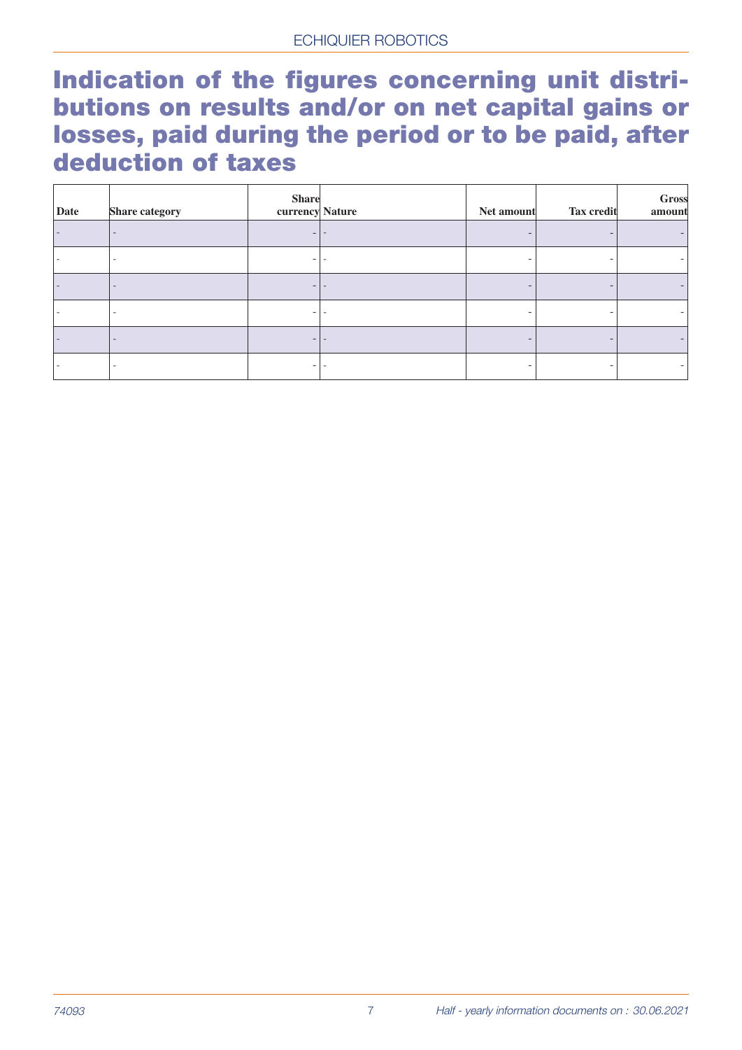# Indication of the figures concerning unit distributions on results and/or on net capital gains or losses, paid during the period or to be paid, after deduction of taxes

| Date | Share category | Share currency | Nature | Net amount | Tax credit | Gross amount |
|---|---|---|---|---|---|---|
| - | - | - | - | - | - | - |
| - | - | - | - | - | - | - |
| - | - | - | - | - | - | - |
| - | - | - | - | - | - | - |
| - | - | - | - | - | - | - |
| - | - | - | - | - | - | - |